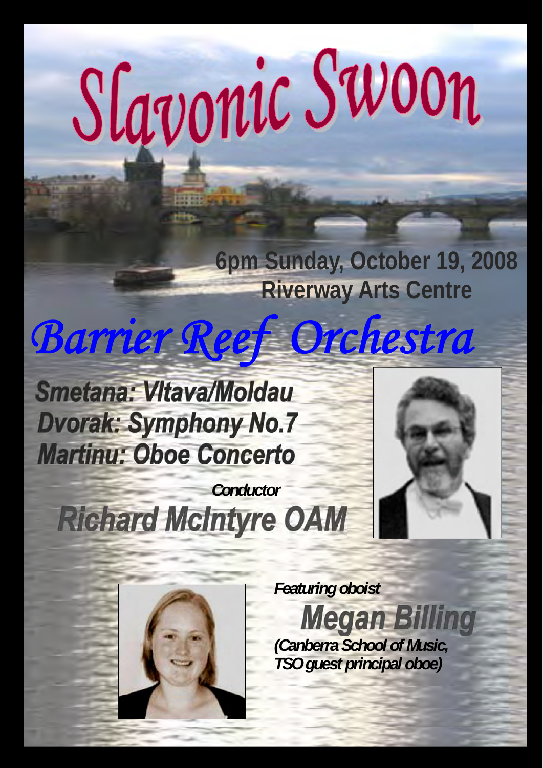# Slavonic Swoon

**6pm Sunday, October 19, 2008**
**Riverway Arts Centre**

## *Barrier Reef Orchestra*

***Smetana: Vltava/Moldau***
***Dvorak: Symphony No.7***
***Martinu: Oboe Concerto***

*Conductor*
***Richard McIntyre OAM***

*Featuring oboist*
***Megan Billing***
*(Canberra School of Music, TSO guest principal oboe)*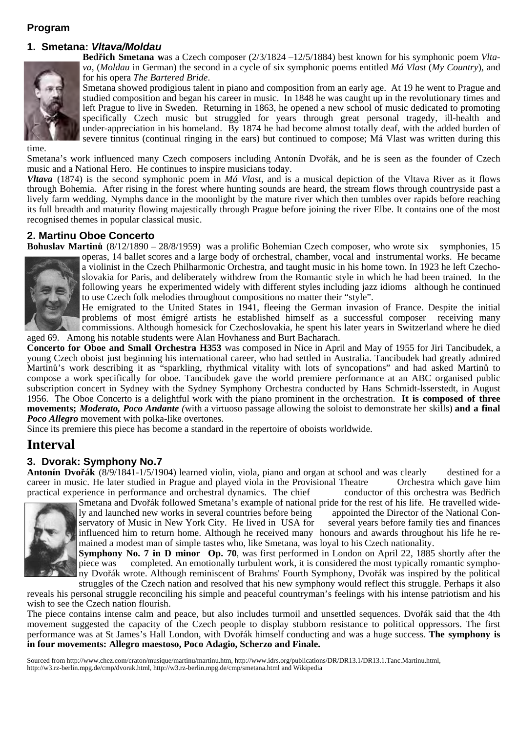## Program

### 1. Smetana: *Vltava/Moldau*

**Bedřich Smetana** was a Czech composer (2/3/1824 –12/5/1884) best known for his symphonic poem *Vltava*, (*Moldau* in German) the second in a cycle of six symphonic poems entitled *Má Vlast* (*My Country*), and for his opera *The Bartered Bride*.

Smetana showed prodigious talent in piano and composition from an early age. At 19 he went to Prague and studied composition and began his career in music. In 1848 he was caught up in the revolutionary times and left Prague to live in Sweden. Returning in 1863, he opened a new school of music dedicated to promoting specifically Czech music but struggled for years through great personal tragedy, ill-health and under-appreciation in his homeland. By 1874 he had become almost totally deaf, with the added burden of severe tinnitus (continual ringing in the ears) but continued to compose; Má Vlast was written during this time.

Smetana's work influenced many Czech composers including Antonín Dvořák, and he is seen as the founder of Czech music and a National Hero. He continues to inspire musicians today.

***Vltava*** (1874) is the second symphonic poem in *Má Vlast*, and is a musical depiction of the Vltava River as it flows through Bohemia. After rising in the forest where hunting sounds are heard, the stream flows through countryside past a lively farm wedding. Nymphs dance in the moonlight by the mature river which then tumbles over rapids before reaching its full breadth and maturity flowing majestically through Prague before joining the river Elbe. It contains one of the most recognised themes in popular classical music.

### 2. Martinu Oboe Concerto

**Bohuslav Martinů** (8/12/1890 – 28/8/1959) was a prolific Bohemian Czech composer, who wrote six symphonies, 15 operas, 14 ballet scores and a large body of orchestral, chamber, vocal and instrumental works. He became a violinist in the Czech Philharmonic Orchestra, and taught music in his home town. In 1923 he left Czechoslovakia for Paris, and deliberately withdrew from the Romantic style in which he had been trained. In the following years he experimented widely with different styles including jazz idioms although he continued to use Czech folk melodies throughout compositions no matter their "style".

He emigrated to the United States in 1941, fleeing the German invasion of France. Despite the initial problems of most émigré artists he established himself as a successful composer receiving many commissions. Although homesick for Czechoslovakia, he spent his later years in Switzerland where he died aged 69. Among his notable students were Alan Hovhaness and Burt Bacharach.

**Concerto for Oboe and Small Orchestra H353** was composed in Nice in April and May of 1955 for Jiri Tancibudek, a young Czech oboist just beginning his international career, who had settled in Australia. Tancibudek had greatly admired Martinů's work describing it as "sparkling, rhythmical vitality with lots of syncopations" and had asked Martinů to compose a work specifically for oboe. Tancibudek gave the world premiere performance at an ABC organised public subscription concert in Sydney with the Sydney Symphony Orchestra conducted by Hans Schmidt-lsserstedt, in August 1956. The Oboe Concerto is a delightful work with the piano prominent in the orchestration. **It is composed of three movements; *Moderato, Poco Andante*** *(*with a virtuoso passage allowing the soloist to demonstrate her skills) **and a final *Poco Allegro*** movement with polka-like overtones.

Since its premiere this piece has become a standard in the repertoire of oboists worldwide.

## Interval

### 3. Dvorak: Symphony No.7

**Antonín Dvořák** (8/9/1841-1/5/1904) learned violin, viola, piano and organ at school and was clearly destined for a career in music. He later studied in Prague and played viola in the Provisional Theatre Orchestra which gave him practical experience in performance and orchestral dynamics. The chief conductor of this orchestra was Bedřich Smetana and Dvořák followed Smetana's example of national pride for the rest of his life. He travelled widely and launched new works in several countries before being appointed the Director of the National Conservatory of Music in New York City. He lived in USA for several years before family ties and finances influenced him to return home. Although he received many honours and awards throughout his life he remained a modest man of simple tastes who, like Smetana, was loyal to his Czech nationality.

**Symphony No. 7 in D minor Op. 70**, was first performed in London on April 22, 1885 shortly after the piece was completed. An emotionally turbulent work, it is considered the most typically romantic symphony Dvořák wrote. Although reminiscent of Brahms' Fourth Symphony, Dvořák was inspired by the political struggles of the Czech nation and resolved that his new symphony would reflect this struggle. Perhaps it also reveals his personal struggle reconciling his simple and peaceful countryman's feelings with his intense patriotism and his wish to see the Czech nation flourish.

The piece contains intense calm and peace, but also includes turmoil and unsettled sequences. Dvořák said that the 4th movement suggested the capacity of the Czech people to display stubborn resistance to political oppressors. The first performance was at St James's Hall London, with Dvořák himself conducting and was a huge success. **The symphony is in four movements: Allegro maestoso, Poco Adagio, Scherzo and Finale.**

Sourced from http://www.chez.com/craton/musique/martinu/martinu.htm, http://www.idrs.org/publications/DR/DR13.1/DR13.1.Tanc.Martinu.html, http://w3.rz-berlin.mpg.de/cmp/dvorak.html, http://w3.rz-berlin.mpg.de/cmp/smetana.html and Wikipedia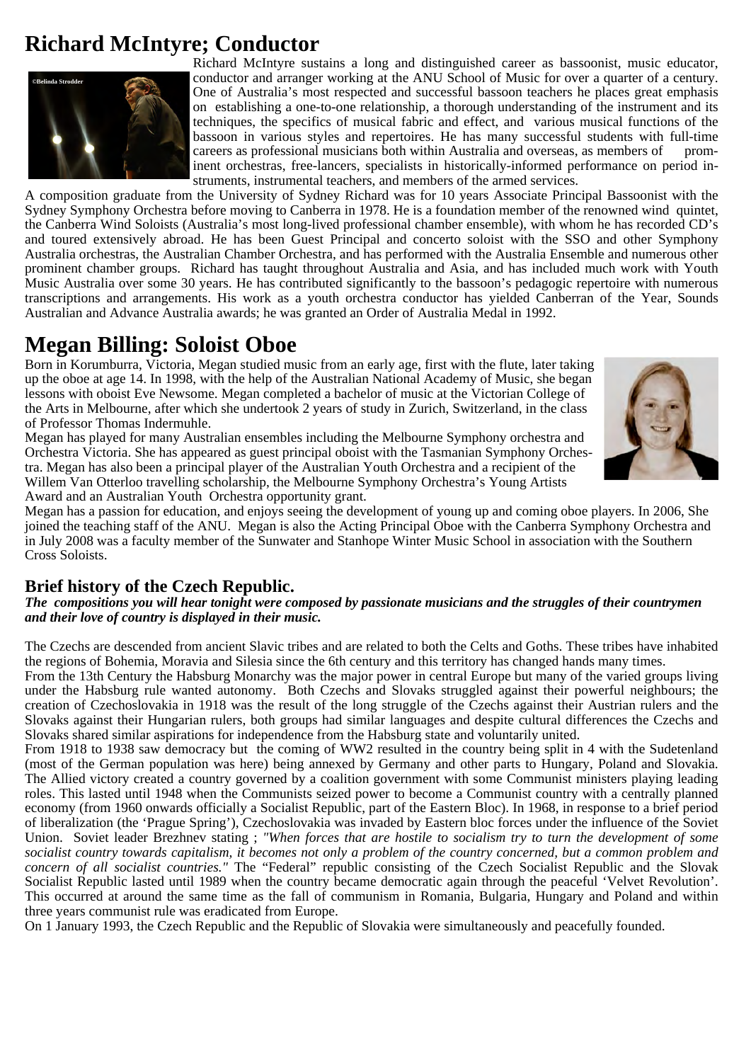# Richard McIntyre; Conductor

Richard McIntyre sustains a long and distinguished career as bassoonist, music educator, conductor and arranger working at the ANU School of Music for over a quarter of a century. One of Australia's most respected and successful bassoon teachers he places great emphasis on establishing a one-to-one relationship, a thorough understanding of the instrument and its techniques, the specifics of musical fabric and effect, and various musical functions of the bassoon in various styles and repertoires. He has many successful students with full-time careers as professional musicians both within Australia and overseas, as members of prominent orchestras, free-lancers, specialists in historically-informed performance on period instruments, instrumental teachers, and members of the armed services.

A composition graduate from the University of Sydney Richard was for 10 years Associate Principal Bassoonist with the Sydney Symphony Orchestra before moving to Canberra in 1978. He is a foundation member of the renowned wind quintet, the Canberra Wind Soloists (Australia's most long-lived professional chamber ensemble), with whom he has recorded CD's and toured extensively abroad. He has been Guest Principal and concerto soloist with the SSO and other Symphony Australia orchestras, the Australian Chamber Orchestra, and has performed with the Australia Ensemble and numerous other prominent chamber groups. Richard has taught throughout Australia and Asia, and has included much work with Youth Music Australia over some 30 years. He has contributed significantly to the bassoon's pedagogic repertoire with numerous transcriptions and arrangements. His work as a youth orchestra conductor has yielded Canberran of the Year, Sounds Australian and Advance Australia awards; he was granted an Order of Australia Medal in 1992.

# Megan Billing: Soloist Oboe

Born in Korumburra, Victoria, Megan studied music from an early age, first with the flute, later taking up the oboe at age 14. In 1998, with the help of the Australian National Academy of Music, she began lessons with oboist Eve Newsome. Megan completed a bachelor of music at the Victorian College of the Arts in Melbourne, after which she undertook 2 years of study in Zurich, Switzerland, in the class of Professor Thomas Indermuhle.

Megan has played for many Australian ensembles including the Melbourne Symphony orchestra and Orchestra Victoria. She has appeared as guest principal oboist with the Tasmanian Symphony Orchestra. Megan has also been a principal player of the Australian Youth Orchestra and a recipient of the Willem Van Otterloo travelling scholarship, the Melbourne Symphony Orchestra's Young Artists Award and an Australian Youth Orchestra opportunity grant.

Megan has a passion for education, and enjoys seeing the development of young up and coming oboe players. In 2006, She joined the teaching staff of the ANU. Megan is also the Acting Principal Oboe with the Canberra Symphony Orchestra and in July 2008 was a faculty member of the Sunwater and Stanhope Winter Music School in association with the Southern Cross Soloists.

## Brief history of the Czech Republic.

***The compositions you will hear tonight were composed by passionate musicians and the struggles of their countrymen and their love of country is displayed in their music.***

The Czechs are descended from ancient Slavic tribes and are related to both the Celts and Goths. These tribes have inhabited the regions of Bohemia, Moravia and Silesia since the 6th century and this territory has changed hands many times.

From the 13th Century the Habsburg Monarchy was the major power in central Europe but many of the varied groups living under the Habsburg rule wanted autonomy. Both Czechs and Slovaks struggled against their powerful neighbours; the creation of Czechoslovakia in 1918 was the result of the long struggle of the Czechs against their Austrian rulers and the Slovaks against their Hungarian rulers, both groups had similar languages and despite cultural differences the Czechs and Slovaks shared similar aspirations for independence from the Habsburg state and voluntarily united.

From 1918 to 1938 saw democracy but the coming of WW2 resulted in the country being split in 4 with the Sudetenland (most of the German population was here) being annexed by Germany and other parts to Hungary, Poland and Slovakia. The Allied victory created a country governed by a coalition government with some Communist ministers playing leading roles. This lasted until 1948 when the Communists seized power to become a Communist country with a centrally planned economy (from 1960 onwards officially a Socialist Republic, part of the Eastern Bloc). In 1968, in response to a brief period of liberalization (the 'Prague Spring'), Czechoslovakia was invaded by Eastern bloc forces under the influence of the Soviet Union. Soviet leader Brezhnev stating ; *"When forces that are hostile to socialism try to turn the development of some socialist country towards capitalism, it becomes not only a problem of the country concerned, but a common problem and concern of all socialist countries."* The "Federal" republic consisting of the Czech Socialist Republic and the Slovak Socialist Republic lasted until 1989 when the country became democratic again through the peaceful 'Velvet Revolution'. This occurred at around the same time as the fall of communism in Romania, Bulgaria, Hungary and Poland and within three years communist rule was eradicated from Europe.

On 1 January 1993, the Czech Republic and the Republic of Slovakia were simultaneously and peacefully founded.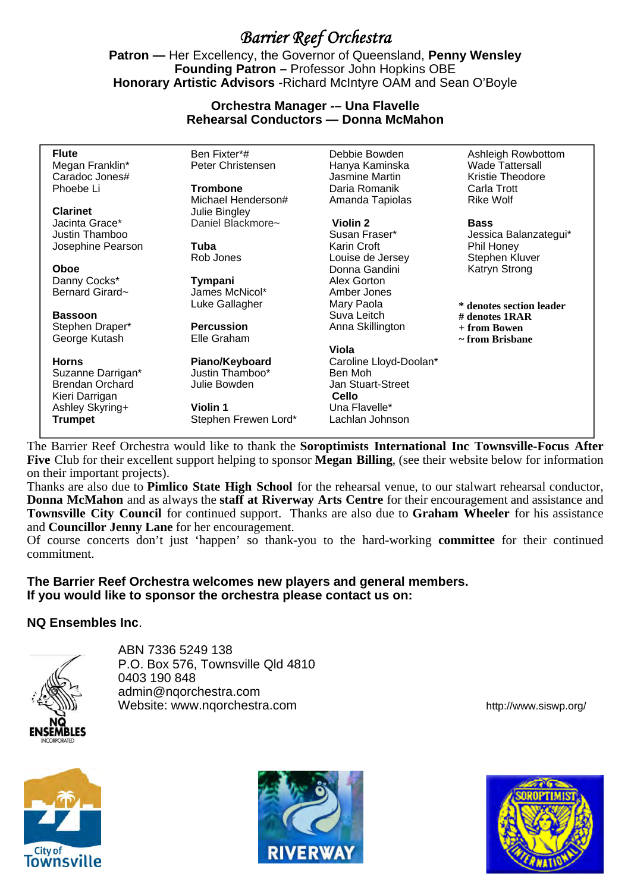# *Barrier Reef Orchestra*

**Patron —** Her Excellency, the Governor of Queensland, **Penny Wensley**
**Founding Patron –** Professor John Hopkins OBE
**Honorary Artistic Advisors** -Richard McIntyre OAM and Sean O'Boyle

**Orchestra Manager -– Una Flavelle**
**Rehearsal Conductors — Donna McMahon**

**Flute**
Megan Franklin*
Caradoc Jones#
Phoebe Li

**Clarinet**
Jacinta Grace*
Justin Thamboo
Josephine Pearson

**Oboe**
Danny Cocks*
Bernard Girard~

**Bassoon**
Stephen Draper*
George Kutash

**Horns**
Suzanne Darrigan*
Brendan Orchard
Kieri Darrigan
Ashley Skyring+

**Trumpet**
Ben Fixter*#
Peter Christensen

**Trombone**
Michael Henderson#
Julie Bingley
Daniel Blackmore~

**Tuba**
Rob Jones

**Tympani**
James McNicol*
Luke Gallagher

**Percussion**
Elle Graham

**Piano/Keyboard**
Justin Thamboo*
Julie Bowden

**Violin 1**
Stephen Frewen Lord*
Debbie Bowden
Hanya Kaminska
Jasmine Martin
Daria Romanik
Amanda Tapiolas

**Violin 2**
Susan Fraser*
Karin Croft
Louise de Jersey
Donna Gandini
Alex Gorton
Amber Jones
Mary Paola
Suva Leitch
Anna Skillington

**Viola**
Caroline Lloyd-Doolan*
Ben Moh
Jan Stuart-Street

**Cello**
Una Flavelle*
Lachlan Johnson
Ashleigh Rowbottom
Wade Tattersall
Kristie Theodore
Carla Trott
Rike Wolf

**Bass**
Jessica Balanzategui*
Phil Honey
Stephen Kluver
Katryn Strong

**\* denotes section leader**
**# denotes 1RAR**
**+ from Bowen**
**~ from Brisbane**

The Barrier Reef Orchestra would like to thank the **Soroptimists International Inc Townsville-Focus After Five** Club for their excellent support helping to sponsor **Megan Billing**, (see their website below for information on their important projects).

Thanks are also due to **Pimlico State High School** for the rehearsal venue, to our stalwart rehearsal conductor, **Donna McMahon** and as always the **staff at Riverway Arts Centre** for their encouragement and assistance and **Townsville City Council** for continued support. Thanks are also due to **Graham Wheeler** for his assistance and **Councillor Jenny Lane** for her encouragement.

Of course concerts don't just 'happen' so thank-you to the hard-working **committee** for their continued commitment.

**The Barrier Reef Orchestra welcomes new players and general members.**
**If you would like to sponsor the orchestra please contact us on:**

**NQ Ensembles Inc**.

ABN 7336 5249 138
P.O. Box 576, Townsville Qld 4810
0403 190 848
admin@nqorchestra.com
Website: www.nqorchestra.com

http://www.siswp.org/